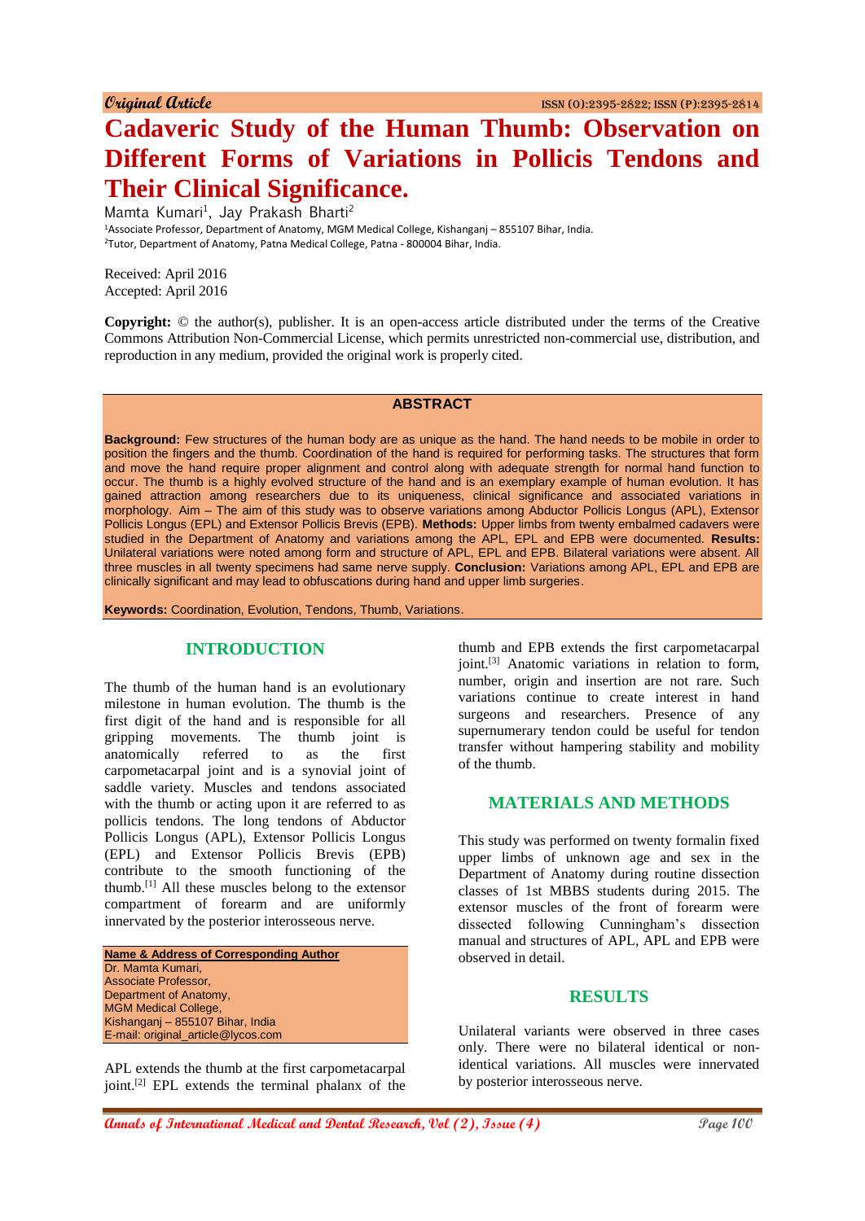Original Article

ISSN (O):2395-2822; ISSN (P):2395-2814

# Cadaveric Study of the Human Thumb: Observation on Different Forms of Variations in Pollicis Tendons and Their Clinical Significance.

Mamta Kumari[1], Jay Prakash Bharti[2]

[1]Associate Professor, Department of Anatomy, MGM Medical College, Kishanganj – 855107 Bihar, India.
[2]Tutor, Department of Anatomy, Patna Medical College, Patna - 800004 Bihar, India.

Received: April 2016
Accepted: April 2016

**Copyright:** © the author(s), publisher. It is an open-access article distributed under the terms of the Creative Commons Attribution Non-Commercial License, which permits unrestricted non-commercial use, distribution, and reproduction in any medium, provided the original work is properly cited.

## ABSTRACT

**Background:** Few structures of the human body are as unique as the hand. The hand needs to be mobile in order to position the fingers and the thumb. Coordination of the hand is required for performing tasks. The structures that form and move the hand require proper alignment and control along with adequate strength for normal hand function to occur. The thumb is a highly evolved structure of the hand and is an exemplary example of human evolution. It has gained attraction among researchers due to its uniqueness, clinical significance and associated variations in morphology. Aim – The aim of this study was to observe variations among Abductor Pollicis Longus (APL), Extensor Pollicis Longus (EPL) and Extensor Pollicis Brevis (EPB). **Methods:** Upper limbs from twenty embalmed cadavers were studied in the Department of Anatomy and variations among the APL, EPL and EPB were documented. **Results:** Unilateral variations were noted among form and structure of APL, EPL and EPB. Bilateral variations were absent. All three muscles in all twenty specimens had same nerve supply. **Conclusion:** Variations among APL, EPL and EPB are clinically significant and may lead to obfuscations during hand and upper limb surgeries.

**Keywords:** Coordination, Evolution, Tendons, Thumb, Variations.

## INTRODUCTION

The thumb of the human hand is an evolutionary milestone in human evolution. The thumb is the first digit of the hand and is responsible for all gripping movements. The thumb joint is anatomically referred to as the first carpometacarpal joint and is a synovial joint of saddle variety. Muscles and tendons associated with the thumb or acting upon it are referred to as pollicis tendons. The long tendons of Abductor Pollicis Longus (APL), Extensor Pollicis Longus (EPL) and Extensor Pollicis Brevis (EPB) contribute to the smooth functioning of the thumb.[1] All these muscles belong to the extensor compartment of forearm and are uniformly innervated by the posterior interosseous nerve.

**Name & Address of Corresponding Author**
Dr. Mamta Kumari,
Associate Professor,
Department of Anatomy,
MGM Medical College,
Kishanganj – 855107 Bihar, India
E-mail: original_article@lycos.com

APL extends the thumb at the first carpometacarpal joint.[2] EPL extends the terminal phalanx of the thumb and EPB extends the first carpometacarpal joint.[3] Anatomic variations in relation to form, number, origin and insertion are not rare. Such variations continue to create interest in hand surgeons and researchers. Presence of any supernumerary tendon could be useful for tendon transfer without hampering stability and mobility of the thumb.

## MATERIALS AND METHODS

This study was performed on twenty formalin fixed upper limbs of unknown age and sex in the Department of Anatomy during routine dissection classes of 1st MBBS students during 2015. The extensor muscles of the front of forearm were dissected following Cunningham's dissection manual and structures of APL, APL and EPB were observed in detail.

## RESULTS

Unilateral variants were observed in three cases only. There were no bilateral identical or non-identical variations. All muscles were innervated by posterior interosseous nerve.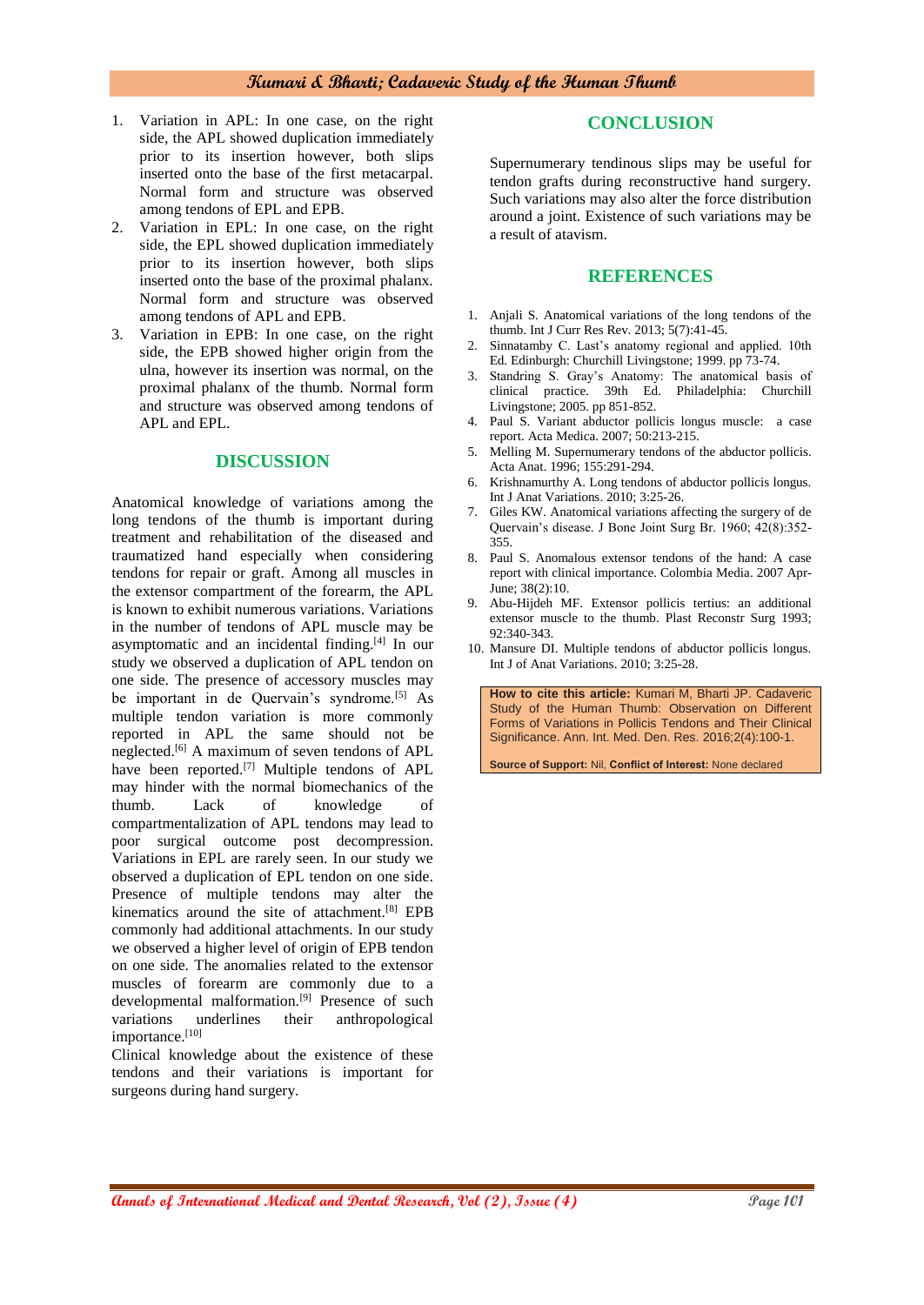1. Variation in APL: In one case, on the right side, the APL showed duplication immediately prior to its insertion however, both slips inserted onto the base of the first metacarpal. Normal form and structure was observed among tendons of EPL and EPB.
2. Variation in EPL: In one case, on the right side, the EPL showed duplication immediately prior to its insertion however, both slips inserted onto the base of the proximal phalanx. Normal form and structure was observed among tendons of APL and EPB.
3. Variation in EPB: In one case, on the right side, the EPB showed higher origin from the ulna, however its insertion was normal, on the proximal phalanx of the thumb. Normal form and structure was observed among tendons of APL and EPL.

## DISCUSSION

Anatomical knowledge of variations among the long tendons of the thumb is important during treatment and rehabilitation of the diseased and traumatized hand especially when considering tendons for repair or graft. Among all muscles in the extensor compartment of the forearm, the APL is known to exhibit numerous variations. Variations in the number of tendons of APL muscle may be asymptomatic and an incidental finding.[4] In our study we observed a duplication of APL tendon on one side. The presence of accessory muscles may be important in de Quervain's syndrome.[5] As multiple tendon variation is more commonly reported in APL the same should not be neglected.[6] A maximum of seven tendons of APL have been reported.[7] Multiple tendons of APL may hinder with the normal biomechanics of the thumb. Lack of knowledge of compartmentalization of APL tendons may lead to poor surgical outcome post decompression. Variations in EPL are rarely seen. In our study we observed a duplication of EPL tendon on one side. Presence of multiple tendons may alter the kinematics around the site of attachment.[8] EPB commonly had additional attachments. In our study we observed a higher level of origin of EPB tendon on one side. The anomalies related to the extensor muscles of forearm are commonly due to a developmental malformation.[9] Presence of such variations underlines their anthropological importance.[10]

Clinical knowledge about the existence of these tendons and their variations is important for surgeons during hand surgery.

## CONCLUSION

Supernumerary tendinous slips may be useful for tendon grafts during reconstructive hand surgery. Such variations may also alter the force distribution around a joint. Existence of such variations may be a result of atavism.

## REFERENCES

1. Anjali S. Anatomical variations of the long tendons of the thumb. Int J Curr Res Rev. 2013; 5(7):41-45.
2. Sinnatamby C. Last's anatomy regional and applied. 10th Ed. Edinburgh: Churchill Livingstone; 1999. pp 73-74.
3. Standring S. Gray's Anatomy: The anatomical basis of clinical practice. 39th Ed. Philadelphia: Churchill Livingstone; 2005. pp 851-852.
4. Paul S. Variant abductor pollicis longus muscle: a case report. Acta Medica. 2007; 50:213-215.
5. Melling M. Supernumerary tendons of the abductor pollicis. Acta Anat. 1996; 155:291-294.
6. Krishnamurthy A. Long tendons of abductor pollicis longus. Int J Anat Variations. 2010; 3:25-26.
7. Giles KW. Anatomical variations affecting the surgery of de Quervain's disease. J Bone Joint Surg Br. 1960; 42(8):352-355.
8. Paul S. Anomalous extensor tendons of the hand: A case report with clinical importance. Colombia Media. 2007 Apr-June; 38(2):10.
9. Abu-Hijdeh MF. Extensor pollicis tertius: an additional extensor muscle to the thumb. Plast Reconstr Surg 1993; 92:340-343.
10. Mansure DI. Multiple tendons of abductor pollicis longus. Int J of Anat Variations. 2010; 3:25-28.

**How to cite this article:** Kumari M, Bharti JP. Cadaveric Study of the Human Thumb: Observation on Different Forms of Variations in Pollicis Tendons and Their Clinical Significance. Ann. Int. Med. Den. Res. 2016;2(4):100-1.

**Source of Support:** Nil, **Conflict of Interest:** None declared